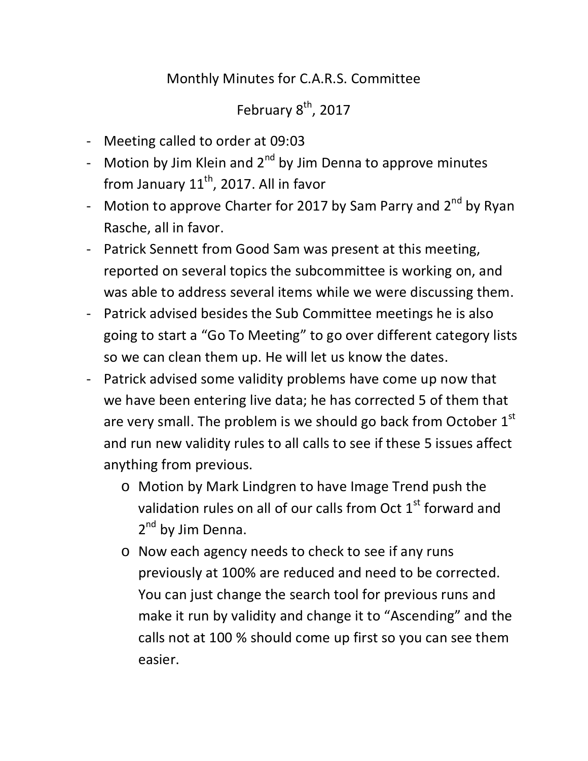# Monthly Minutes for C.A.R.S. Committee

## February 8th, 2017

- Meeting called to order at 09:03
- Motion by Jim Klein and 2nd by Jim Denna to approve minutes from January 11th, 2017. All in favor
- Motion to approve Charter for 2017 by Sam Parry and 2nd by Ryan Rasche, all in favor.
- Patrick Sennett from Good Sam was present at this meeting, reported on several topics the subcommittee is working on, and was able to address several items while we were discussing them.
- Patrick advised besides the Sub Committee meetings he is also going to start a "Go To Meeting" to go over different category lists so we can clean them up. He will let us know the dates.
- Patrick advised some validity problems have come up now that we have been entering live data; he has corrected 5 of them that are very small. The problem is we should go back from October 1st and run new validity rules to all calls to see if these 5 issues affect anything from previous.
    - Motion by Mark Lindgren to have Image Trend push the validation rules on all of our calls from Oct 1st forward and 2nd by Jim Denna.
    - Now each agency needs to check to see if any runs previously at 100% are reduced and need to be corrected. You can just change the search tool for previous runs and make it run by validity and change it to "Ascending" and the calls not at 100 % should come up first so you can see them easier.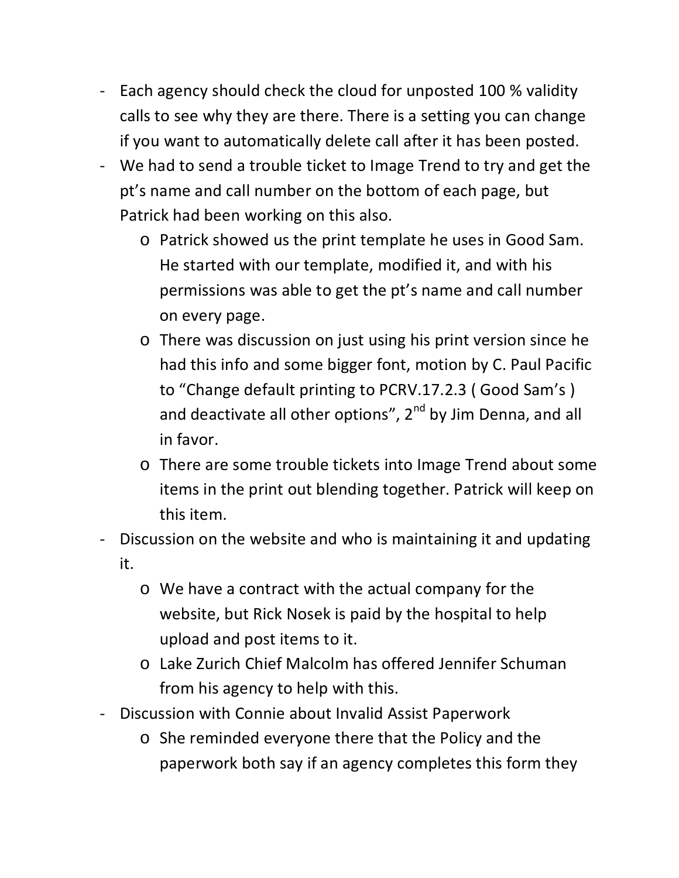- Each agency should check the cloud for unposted 100 % validity calls to see why they are there. There is a setting you can change if you want to automatically delete call after it has been posted.
- We had to send a trouble ticket to Image Trend to try and get the pt's name and call number on the bottom of each page, but Patrick had been working on this also.
  - Patrick showed us the print template he uses in Good Sam. He started with our template, modified it, and with his permissions was able to get the pt's name and call number on every page.
  - There was discussion on just using his print version since he had this info and some bigger font, motion by C. Paul Pacific to "Change default printing to PCRV.17.2.3 ( Good Sam's ) and deactivate all other options", 2nd by Jim Denna, and all in favor.
  - There are some trouble tickets into Image Trend about some items in the print out blending together. Patrick will keep on this item.
- Discussion on the website and who is maintaining it and updating it.
  - We have a contract with the actual company for the website, but Rick Nosek is paid by the hospital to help upload and post items to it.
  - Lake Zurich Chief Malcolm has offered Jennifer Schuman from his agency to help with this.
- Discussion with Connie about Invalid Assist Paperwork
  - She reminded everyone there that the Policy and the paperwork both say if an agency completes this form they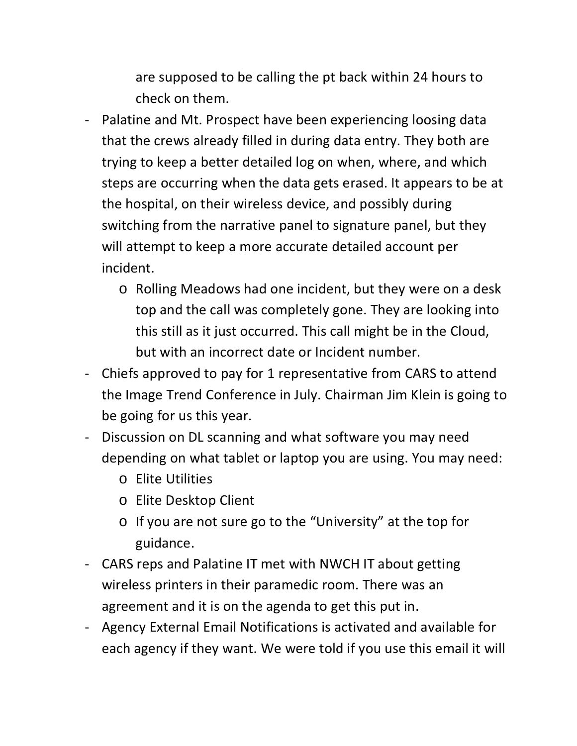are supposed to be calling the pt back within 24 hours to check on them.

- Palatine and Mt. Prospect have been experiencing loosing data that the crews already filled in during data entry. They both are trying to keep a better detailed log on when, where, and which steps are occurring when the data gets erased. It appears to be at the hospital, on their wireless device, and possibly during switching from the narrative panel to signature panel, but they will attempt to keep a more accurate detailed account per incident.
    - Rolling Meadows had one incident, but they were on a desk top and the call was completely gone. They are looking into this still as it just occurred. This call might be in the Cloud, but with an incorrect date or Incident number.
- Chiefs approved to pay for 1 representative from CARS to attend the Image Trend Conference in July. Chairman Jim Klein is going to be going for us this year.
- Discussion on DL scanning and what software you may need depending on what tablet or laptop you are using. You may need:
    - Elite Utilities
    - Elite Desktop Client
    - If you are not sure go to the "University" at the top for guidance.
- CARS reps and Palatine IT met with NWCH IT about getting wireless printers in their paramedic room. There was an agreement and it is on the agenda to get this put in.
- Agency External Email Notifications is activated and available for each agency if they want. We were told if you use this email it will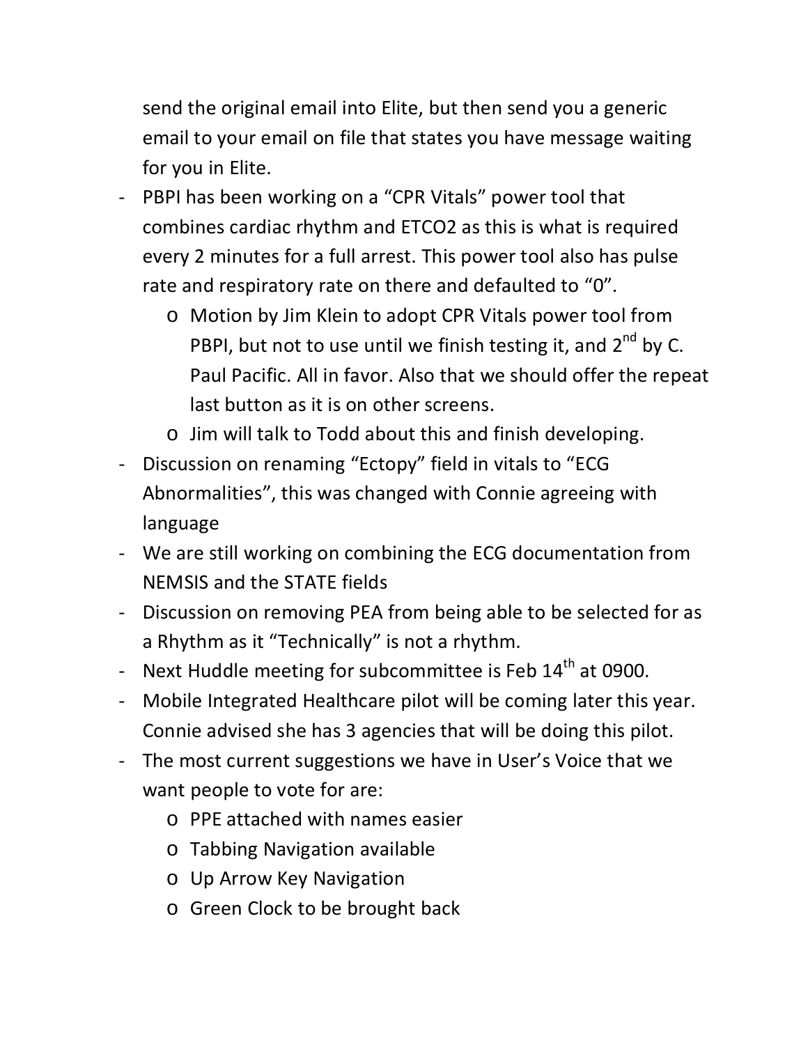send the original email into Elite, but then send you a generic email to your email on file that states you have message waiting for you in Elite.

- PBPI has been working on a "CPR Vitals" power tool that combines cardiac rhythm and ETCO2 as this is what is required every 2 minutes for a full arrest. This power tool also has pulse rate and respiratory rate on there and defaulted to "0".
  - Motion by Jim Klein to adopt CPR Vitals power tool from PBPI, but not to use until we finish testing it, and 2nd by C. Paul Pacific. All in favor. Also that we should offer the repeat last button as it is on other screens.
  - Jim will talk to Todd about this and finish developing.
- Discussion on renaming "Ectopy" field in vitals to "ECG Abnormalities", this was changed with Connie agreeing with language
- We are still working on combining the ECG documentation from NEMSIS and the STATE fields
- Discussion on removing PEA from being able to be selected for as a Rhythm as it "Technically" is not a rhythm.
- Next Huddle meeting for subcommittee is Feb 14th at 0900.
- Mobile Integrated Healthcare pilot will be coming later this year. Connie advised she has 3 agencies that will be doing this pilot.
- The most current suggestions we have in User's Voice that we want people to vote for are:
  - PPE attached with names easier
  - Tabbing Navigation available
  - Up Arrow Key Navigation
  - Green Clock to be brought back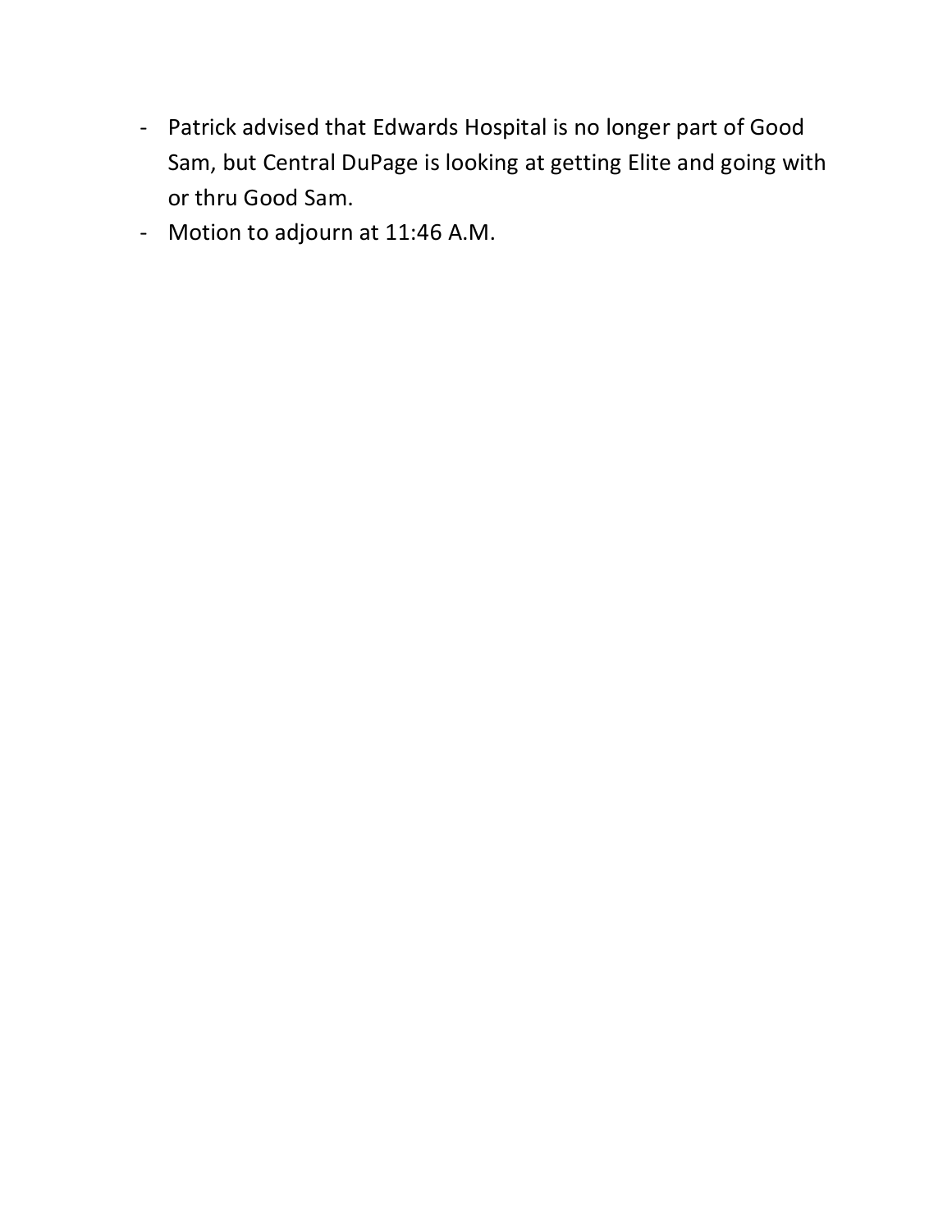- Patrick advised that Edwards Hospital is no longer part of Good Sam, but Central DuPage is looking at getting Elite and going with or thru Good Sam.
- Motion to adjourn at 11:46 A.M.